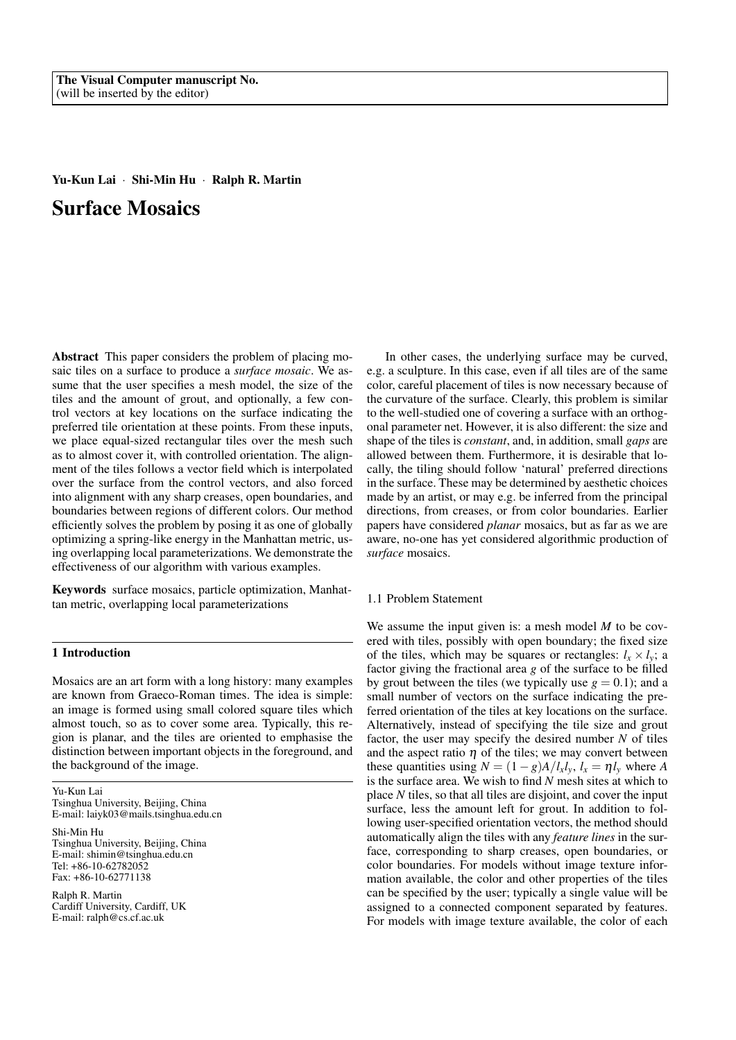The Visual Computer manuscript No.
(will be inserted by the editor)

**Yu-Kun Lai** · **Shi-Min Hu** · **Ralph R. Martin**

# Surface Mosaics

**Abstract** This paper considers the problem of placing mosaic tiles on a surface to produce a *surface mosaic*. We assume that the user specifies a mesh model, the size of the tiles and the amount of grout, and optionally, a few control vectors at key locations on the surface indicating the preferred tile orientation at these points. From these inputs, we place equal-sized rectangular tiles over the mesh such as to almost cover it, with controlled orientation. The alignment of the tiles follows a vector field which is interpolated over the surface from the control vectors, and also forced into alignment with any sharp creases, open boundaries, and boundaries between regions of different colors. Our method efficiently solves the problem by posing it as one of globally optimizing a spring-like energy in the Manhattan metric, using overlapping local parameterizations. We demonstrate the effectiveness of our algorithm with various examples.

**Keywords** surface mosaics, particle optimization, Manhattan metric, overlapping local parameterizations

## 1 Introduction

Mosaics are an art form with a long history: many examples are known from Graeco-Roman times. The idea is simple: an image is formed using small colored square tiles which almost touch, so as to cover some area. Typically, this region is planar, and the tiles are oriented to emphasise the distinction between important objects in the foreground, and the background of the image.

Yu-Kun Lai
Tsinghua University, Beijing, China
E-mail: laiyk03@mails.tsinghua.edu.cn

Shi-Min Hu
Tsinghua University, Beijing, China
E-mail: shimin@tsinghua.edu.cn
Tel: +86-10-62782052
Fax: +86-10-62771138

Ralph R. Martin
Cardiff University, Cardiff, UK
E-mail: ralph@cs.cf.ac.uk

In other cases, the underlying surface may be curved, e.g. a sculpture. In this case, even if all tiles are of the same color, careful placement of tiles is now necessary because of the curvature of the surface. Clearly, this problem is similar to the well-studied one of covering a surface with an orthogonal parameter net. However, it is also different: the size and shape of the tiles is *constant*, and, in addition, small *gaps* are allowed between them. Furthermore, it is desirable that locally, the tiling should follow 'natural' preferred directions in the surface. These may be determined by aesthetic choices made by an artist, or may e.g. be inferred from the principal directions, from creases, or from color boundaries. Earlier papers have considered *planar* mosaics, but as far as we are aware, no-one has yet considered algorithmic production of *surface* mosaics.

### 1.1 Problem Statement

We assume the input given is: a mesh model $M$ to be covered with tiles, possibly with open boundary; the fixed size of the tiles, which may be squares or rectangles: $l_x \times l_y$; a factor giving the fractional area $g$ of the surface to be filled by grout between the tiles (we typically use $g = 0.1$); and a small number of vectors on the surface indicating the preferred orientation of the tiles at key locations on the surface. Alternatively, instead of specifying the tile size and grout factor, the user may specify the desired number $N$ of tiles and the aspect ratio $\eta$ of the tiles; we may convert between these quantities using $N = (1-g)A/l_x l_y$, $l_x = \eta l_y$ where $A$ is the surface area. We wish to find $N$ mesh sites at which to place $N$ tiles, so that all tiles are disjoint, and cover the input surface, less the amount left for grout. In addition to following user-specified orientation vectors, the method should automatically align the tiles with any *feature lines* in the surface, corresponding to sharp creases, open boundaries, or color boundaries. For models without image texture information available, the color and other properties of the tiles can be specified by the user; typically a single value will be assigned to a connected component separated by features. For models with image texture available, the color of each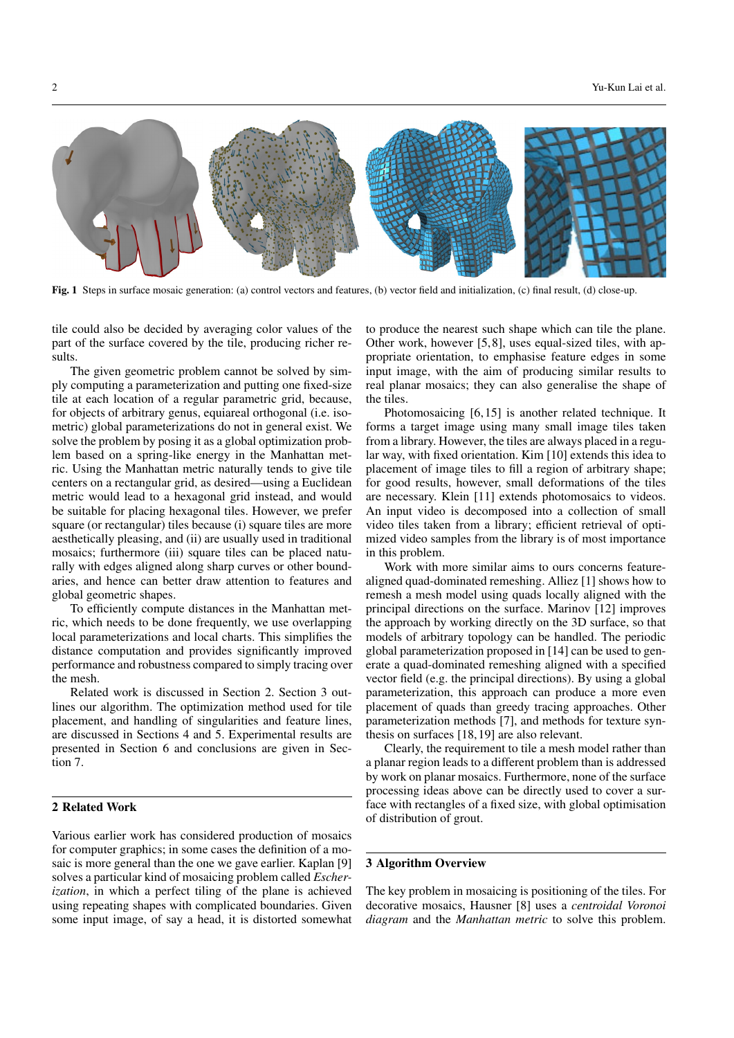Fig. 1 Steps in surface mosaic generation: (a) control vectors and features, (b) vector field and initialization, (c) final result, (d) close-up.

tile could also be decided by averaging color values of the part of the surface covered by the tile, producing richer results.

The given geometric problem cannot be solved by simply computing a parameterization and putting one fixed-size tile at each location of a regular parametric grid, because, for objects of arbitrary genus, equiareal orthogonal (i.e. isometric) global parameterizations do not in general exist. We solve the problem by posing it as a global optimization problem based on a spring-like energy in the Manhattan metric. Using the Manhattan metric naturally tends to give tile centers on a rectangular grid, as desired—using a Euclidean metric would lead to a hexagonal grid instead, and would be suitable for placing hexagonal tiles. However, we prefer square (or rectangular) tiles because (i) square tiles are more aesthetically pleasing, and (ii) are usually used in traditional mosaics; furthermore (iii) square tiles can be placed naturally with edges aligned along sharp curves or other boundaries, and hence can better draw attention to features and global geometric shapes.

To efficiently compute distances in the Manhattan metric, which needs to be done frequently, we use overlapping local parameterizations and local charts. This simplifies the distance computation and provides significantly improved performance and robustness compared to simply tracing over the mesh.

Related work is discussed in Section 2. Section 3 outlines our algorithm. The optimization method used for tile placement, and handling of singularities and feature lines, are discussed in Sections 4 and 5. Experimental results are presented in Section 6 and conclusions are given in Section 7.

## 2 Related Work

Various earlier work has considered production of mosaics for computer graphics; in some cases the definition of a mosaic is more general than the one we gave earlier. Kaplan [9] solves a particular kind of mosaicing problem called *Escherization*, in which a perfect tiling of the plane is achieved using repeating shapes with complicated boundaries. Given some input image, of say a head, it is distorted somewhat to produce the nearest such shape which can tile the plane. Other work, however [5,8], uses equal-sized tiles, with appropriate orientation, to emphasise feature edges in some input image, with the aim of producing similar results to real planar mosaics; they can also generalise the shape of the tiles.

Photomosaicing [6,15] is another related technique. It forms a target image using many small image tiles taken from a library. However, the tiles are always placed in a regular way, with fixed orientation. Kim [10] extends this idea to placement of image tiles to fill a region of arbitrary shape; for good results, however, small deformations of the tiles are necessary. Klein [11] extends photomosaics to videos. An input video is decomposed into a collection of small video tiles taken from a library; efficient retrieval of optimized video samples from the library is of most importance in this problem.

Work with more similar aims to ours concerns feature-aligned quad-dominated remeshing. Alliez [1] shows how to remesh a mesh model using quads locally aligned with the principal directions on the surface. Marinov [12] improves the approach by working directly on the 3D surface, so that models of arbitrary topology can be handled. The periodic global parameterization proposed in [14] can be used to generate a quad-dominated remeshing aligned with a specified vector field (e.g. the principal directions). By using a global parameterization, this approach can produce a more even placement of quads than greedy tracing approaches. Other parameterization methods [7], and methods for texture synthesis on surfaces [18,19] are also relevant.

Clearly, the requirement to tile a mesh model rather than a planar region leads to a different problem than is addressed by work on planar mosaics. Furthermore, none of the surface processing ideas above can be directly used to cover a surface with rectangles of a fixed size, with global optimisation of distribution of grout.

## 3 Algorithm Overview

The key problem in mosaicing is positioning of the tiles. For decorative mosaics, Hausner [8] uses a *centroidal Voronoi diagram* and the *Manhattan metric* to solve this problem.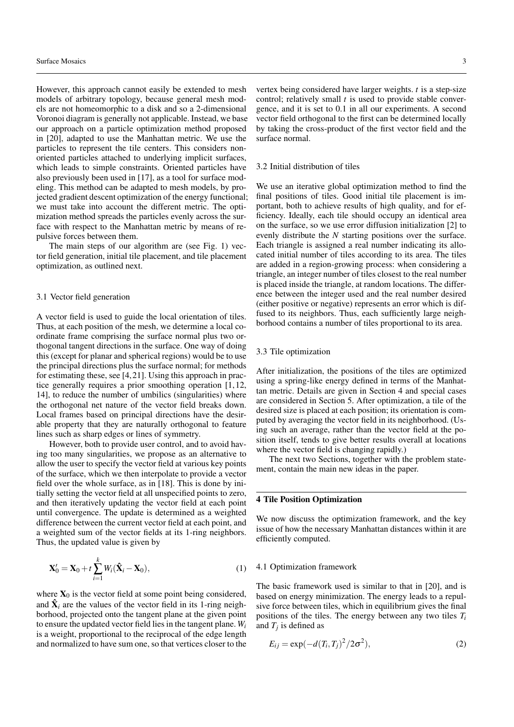However, this approach cannot easily be extended to mesh models of arbitrary topology, because general mesh models are not homeomorphic to a disk and so a 2-dimensional Voronoi diagram is generally not applicable. Instead, we base our approach on a particle optimization method proposed in [20], adapted to use the Manhattan metric. We use the particles to represent the tile centers. This considers non-oriented particles attached to underlying implicit surfaces, which leads to simple constraints. Oriented particles have also previously been used in [17], as a tool for surface modeling. This method can be adapted to mesh models, by projected gradient descent optimization of the energy functional; we must take into account the different metric. The optimization method spreads the particles evenly across the surface with respect to the Manhattan metric by means of repulsive forces between them.

The main steps of our algorithm are (see Fig. 1) vector field generation, initial tile placement, and tile placement optimization, as outlined next.

### 3.1 Vector field generation

A vector field is used to guide the local orientation of tiles. Thus, at each position of the mesh, we determine a local coordinate frame comprising the surface normal plus two orthogonal tangent directions in the surface. One way of doing this (except for planar and spherical regions) would be to use the principal directions plus the surface normal; for methods for estimating these, see [4, 21]. Using this approach in practice generally requires a prior smoothing operation [1, 12, 14], to reduce the number of umbilics (singularities) where the orthogonal net nature of the vector field breaks down. Local frames based on principal directions have the desirable property that they are naturally orthogonal to feature lines such as sharp edges or lines of symmetry.

However, both to provide user control, and to avoid having too many singularities, we propose as an alternative to allow the user to specify the vector field at various key points of the surface, which we then interpolate to provide a vector field over the whole surface, as in [18]. This is done by initially setting the vector field at all unspecified points to zero, and then iteratively updating the vector field at each point until convergence. The update is determined as a weighted difference between the current vector field at each point, and a weighted sum of the vector fields at its 1-ring neighbors. Thus, the updated value is given by

$$\mathbf{X}_0' = \mathbf{X}_0 + t\sum_{i=1}^{k} W_i(\hat{\mathbf{X}}_i - \mathbf{X}_0), \tag{1}$$

where $\mathbf{X}_0$ is the vector field at some point being considered, and $\hat{\mathbf{X}}_i$ are the values of the vector field in its 1-ring neighborhood, projected onto the tangent plane at the given point to ensure the updated vector field lies in the tangent plane. $W_i$ is a weight, proportional to the reciprocal of the edge length and normalized to have sum one, so that vertices closer to the vertex being considered have larger weights. $t$ is a step-size control; relatively small $t$ is used to provide stable convergence, and it is set to 0.1 in all our experiments. A second vector field orthogonal to the first can be determined locally by taking the cross-product of the first vector field and the surface normal.

### 3.2 Initial distribution of tiles

We use an iterative global optimization method to find the final positions of tiles. Good initial tile placement is important, both to achieve results of high quality, and for efficiency. Ideally, each tile should occupy an identical area on the surface, so we use error diffusion initialization [2] to evenly distribute the $N$ starting positions over the surface. Each triangle is assigned a real number indicating its allocated initial number of tiles according to its area. The tiles are added in a region-growing process: when considering a triangle, an integer number of tiles closest to the real number is placed inside the triangle, at random locations. The difference between the integer used and the real number desired (either positive or negative) represents an error which is diffused to its neighbors. Thus, each sufficiently large neighborhood contains a number of tiles proportional to its area.

### 3.3 Tile optimization

After initialization, the positions of the tiles are optimized using a spring-like energy defined in terms of the Manhattan metric. Details are given in Section 4 and special cases are considered in Section 5. After optimization, a tile of the desired size is placed at each position; its orientation is computed by averaging the vector field in its neighborhood. (Using such an average, rather than the vector field at the position itself, tends to give better results overall at locations where the vector field is changing rapidly.)

The next two Sections, together with the problem statement, contain the main new ideas in the paper.

## 4 Tile Position Optimization

We now discuss the optimization framework, and the key issue of how the necessary Manhattan distances within it are efficiently computed.

### 4.1 Optimization framework

The basic framework used is similar to that in [20], and is based on energy minimization. The energy leads to a repulsive force between tiles, which in equilibrium gives the final positions of the tiles. The energy between any two tiles $T_i$ and $T_j$ is defined as

$$E_{ij} = \exp(-d(T_i, T_j)^2/2\sigma^2), \tag{2}$$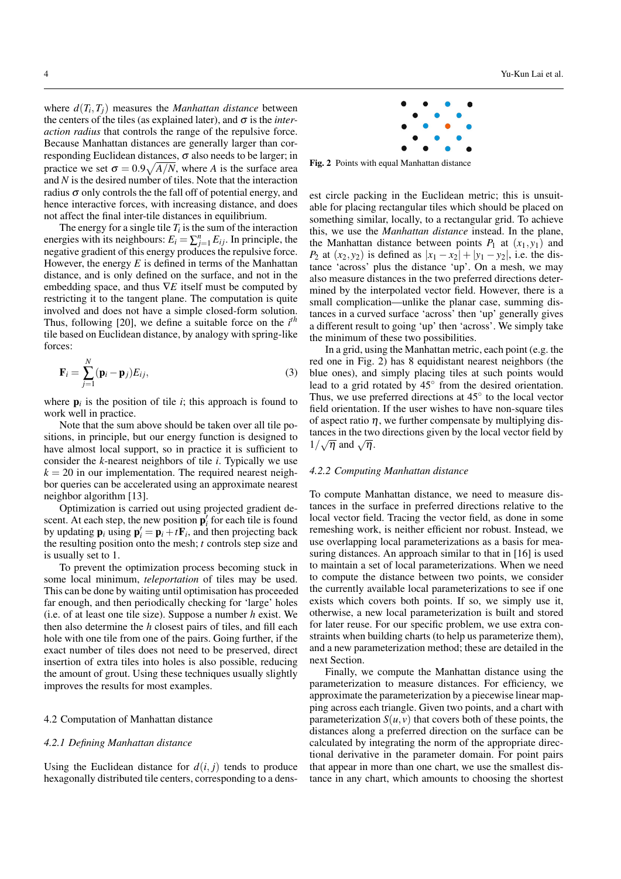where $d(T_i, T_j)$ measures the *Manhattan distance* between the centers of the tiles (as explained later), and $\sigma$ is the *interaction radius* that controls the range of the repulsive force. Because Manhattan distances are generally larger than corresponding Euclidean distances, $\sigma$ also needs to be larger; in practice we set $\sigma = 0.9\sqrt{A/N}$, where $A$ is the surface area and $N$ is the desired number of tiles. Note that the interaction radius $\sigma$ only controls the the fall off of potential energy, and hence interactive forces, with increasing distance, and does not affect the final inter-tile distances in equilibrium.

The energy for a single tile $T_i$ is the sum of the interaction energies with its neighbours: $E_i = \sum_{j=1}^{n} E_{ij}$. In principle, the negative gradient of this energy produces the repulsive force. However, the energy $E$ is defined in terms of the Manhattan distance, and is only defined on the surface, and not in the embedding space, and thus $\nabla E$ itself must be computed by restricting it to the tangent plane. The computation is quite involved and does not have a simple closed-form solution. Thus, following [20], we define a suitable force on the $i^{th}$ tile based on Euclidean distance, by analogy with spring-like forces:

$$\mathbf{F}_i = \sum_{j=1}^{N} (\mathbf{p}_i - \mathbf{p}_j) E_{ij}, \tag{3}$$

where $\mathbf{p}_i$ is the position of tile $i$; this approach is found to work well in practice.

Note that the sum above should be taken over all tile positions, in principle, but our energy function is designed to have almost local support, so in practice it is sufficient to consider the $k$-nearest neighbors of tile $i$. Typically we use $k = 20$ in our implementation. The required nearest neighbor queries can be accelerated using an approximate nearest neighbor algorithm [13].

Optimization is carried out using projected gradient descent. At each step, the new position $\mathbf{p}'_i$ for each tile is found by updating $\mathbf{p}_i$ using $\mathbf{p}'_i = \mathbf{p}_i + t\mathbf{F}_i$, and then projecting back the resulting position onto the mesh; $t$ controls step size and is usually set to 1.

To prevent the optimization process becoming stuck in some local minimum, *teleportation* of tiles may be used. This can be done by waiting until optimisation has proceeded far enough, and then periodically checking for 'large' holes (i.e. of at least one tile size). Suppose a number $h$ exist. We then also determine the $h$ closest pairs of tiles, and fill each hole with one tile from one of the pairs. Going further, if the exact number of tiles does not need to be preserved, direct insertion of extra tiles into holes is also possible, reducing the amount of grout. Using these techniques usually slightly improves the results for most examples.

## 4.2 Computation of Manhattan distance

### *4.2.1 Defining Manhattan distance*

Using the Euclidean distance for $d(i, j)$ tends to produce hexagonally distributed tile centers, corresponding to a densest circle packing in the Euclidean metric; this is unsuitable for placing rectangular tiles which should be placed on something similar, locally, to a rectangular grid. To achieve this, we use the *Manhattan distance* instead. In the plane, the Manhattan distance between points $P_1$ at $(x_1, y_1)$ and $P_2$ at $(x_2, y_2)$ is defined as $|x_1 - x_2| + |y_1 - y_2|$, i.e. the distance 'across' plus the distance 'up'. On a mesh, we may also measure distances in the two preferred directions determined by the interpolated vector field. However, there is a small complication—unlike the planar case, summing distances in a curved surface 'across' then 'up' generally gives a different result to going 'up' then 'across'. We simply take the minimum of these two possibilities.

**Fig. 2** Points with equal Manhattan distance

In a grid, using the Manhattan metric, each point (e.g. the red one in Fig. 2) has 8 equidistant nearest neighbors (the blue ones), and simply placing tiles at such points would lead to a grid rotated by 45° from the desired orientation. Thus, we use preferred directions at 45° to the local vector field orientation. If the user wishes to have non-square tiles of aspect ratio $\eta$, we further compensate by multiplying distances in the two directions given by the local vector field by $1/\sqrt{\eta}$ and $\sqrt{\eta}$.

### *4.2.2 Computing Manhattan distance*

To compute Manhattan distance, we need to measure distances in the surface in preferred directions relative to the local vector field. Tracing the vector field, as done in some remeshing work, is neither efficient nor robust. Instead, we use overlapping local parameterizations as a basis for measuring distances. An approach similar to that in [16] is used to maintain a set of local parameterizations. When we need to compute the distance between two points, we consider the currently available local parameterizations to see if one exists which covers both points. If so, we simply use it, otherwise, a new local parameterization is built and stored for later reuse. For our specific problem, we use extra constraints when building charts (to help us parameterize them), and a new parameterization method; these are detailed in the next Section.

Finally, we compute the Manhattan distance using the parameterization to measure distances. For efficiency, we approximate the parameterization by a piecewise linear mapping across each triangle. Given two points, and a chart with parameterization $S(u, v)$ that covers both of these points, the distances along a preferred direction on the surface can be calculated by integrating the norm of the appropriate directional derivative in the parameter domain. For point pairs that appear in more than one chart, we use the smallest distance in any chart, which amounts to choosing the shortest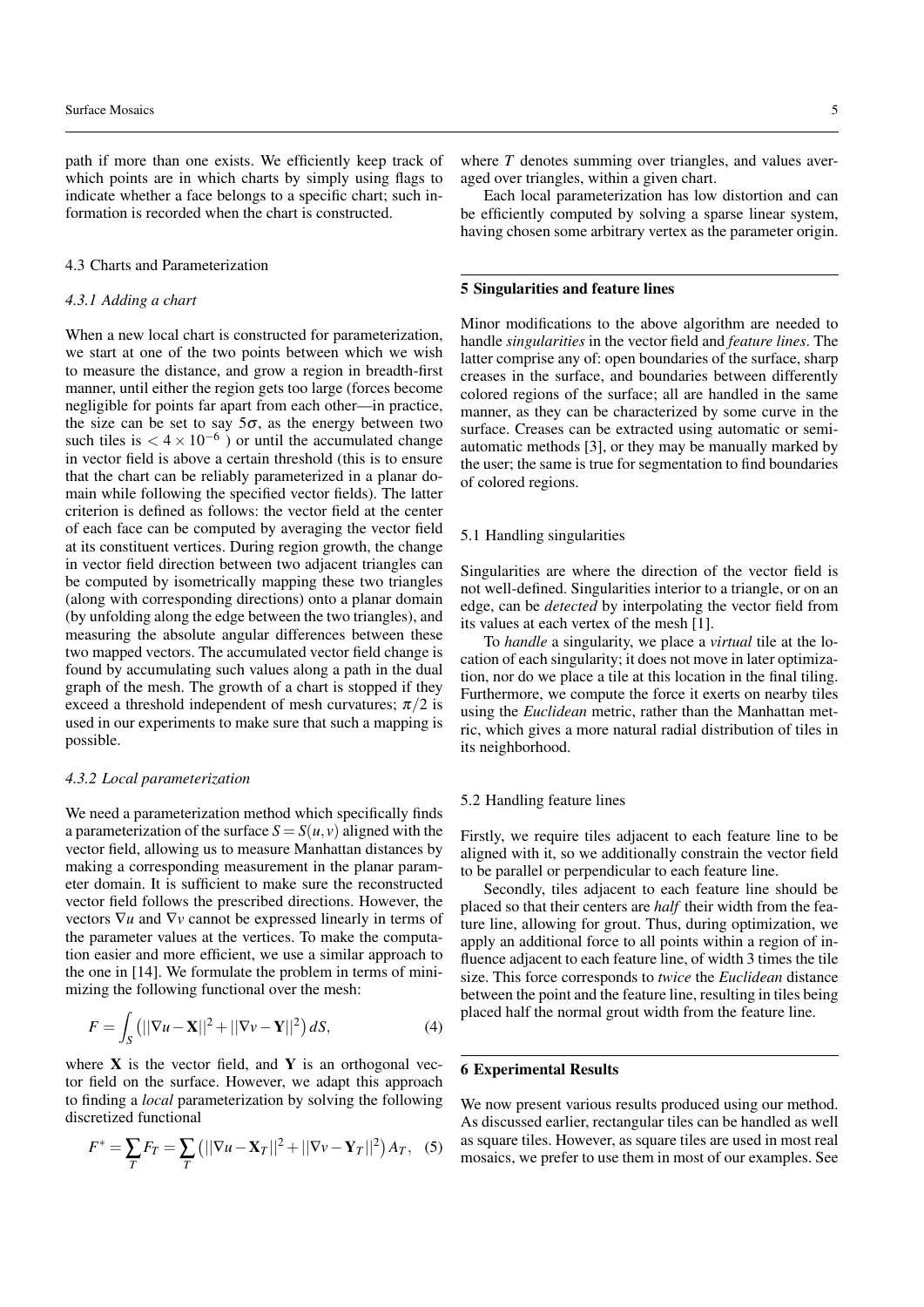path if more than one exists. We efficiently keep track of which points are in which charts by simply using flags to indicate whether a face belongs to a specific chart; such information is recorded when the chart is constructed.

### 4.3 Charts and Parameterization

#### *4.3.1 Adding a chart*

When a new local chart is constructed for parameterization, we start at one of the two points between which we wish to measure the distance, and grow a region in breadth-first manner, until either the region gets too large (forces become negligible for points far apart from each other—in practice, the size can be set to say $5\sigma$, as the energy between two such tiles is $< 4 \times 10^{-6}$ ) or until the accumulated change in vector field is above a certain threshold (this is to ensure that the chart can be reliably parameterized in a planar domain while following the specified vector fields). The latter criterion is defined as follows: the vector field at the center of each face can be computed by averaging the vector field at its constituent vertices. During region growth, the change in vector field direction between two adjacent triangles can be computed by isometrically mapping these two triangles (along with corresponding directions) onto a planar domain (by unfolding along the edge between the two triangles), and measuring the absolute angular differences between these two mapped vectors. The accumulated vector field change is found by accumulating such values along a path in the dual graph of the mesh. The growth of a chart is stopped if they exceed a threshold independent of mesh curvatures; $\pi/2$ is used in our experiments to make sure that such a mapping is possible.

#### *4.3.2 Local parameterization*

We need a parameterization method which specifically finds a parameterization of the surface $S = S(u, v)$ aligned with the vector field, allowing us to measure Manhattan distances by making a corresponding measurement in the planar parameter domain. It is sufficient to make sure the reconstructed vector field follows the prescribed directions. However, the vectors $\nabla u$ and $\nabla v$ cannot be expressed linearly in terms of the parameter values at the vertices. To make the computation easier and more efficient, we use a similar approach to the one in [14]. We formulate the problem in terms of minimizing the following functional over the mesh:

$$F = \int_S \left( ||\nabla u - \mathbf{X}||^2 + ||\nabla v - \mathbf{Y}||^2 \right) dS, \tag{4}$$

where $\mathbf{X}$ is the vector field, and $\mathbf{Y}$ is an orthogonal vector field on the surface. However, we adapt this approach to finding a *local* parameterization by solving the following discretized functional

$$F^* = \sum_T F_T = \sum_T \left( ||\nabla u - \mathbf{X}_T||^2 + ||\nabla v - \mathbf{Y}_T||^2 \right) A_T, \tag{5}$$

where $T$ denotes summing over triangles, and values averaged over triangles, within a given chart.

Each local parameterization has low distortion and can be efficiently computed by solving a sparse linear system, having chosen some arbitrary vertex as the parameter origin.

## 5 Singularities and feature lines

Minor modifications to the above algorithm are needed to handle *singularities* in the vector field and *feature lines*. The latter comprise any of: open boundaries of the surface, sharp creases in the surface, and boundaries between differently colored regions of the surface; all are handled in the same manner, as they can be characterized by some curve in the surface. Creases can be extracted using automatic or semi-automatic methods [3], or they may be manually marked by the user; the same is true for segmentation to find boundaries of colored regions.

### 5.1 Handling singularities

Singularities are where the direction of the vector field is not well-defined. Singularities interior to a triangle, or on an edge, can be *detected* by interpolating the vector field from its values at each vertex of the mesh [1].

To *handle* a singularity, we place a *virtual* tile at the location of each singularity; it does not move in later optimization, nor do we place a tile at this location in the final tiling. Furthermore, we compute the force it exerts on nearby tiles using the *Euclidean* metric, rather than the Manhattan metric, which gives a more natural radial distribution of tiles in its neighborhood.

### 5.2 Handling feature lines

Firstly, we require tiles adjacent to each feature line to be aligned with it, so we additionally constrain the vector field to be parallel or perpendicular to each feature line.

Secondly, tiles adjacent to each feature line should be placed so that their centers are *half* their width from the feature line, allowing for grout. Thus, during optimization, we apply an additional force to all points within a region of influence adjacent to each feature line, of width 3 times the tile size. This force corresponds to *twice* the *Euclidean* distance between the point and the feature line, resulting in tiles being placed half the normal grout width from the feature line.

## 6 Experimental Results

We now present various results produced using our method. As discussed earlier, rectangular tiles can be handled as well as square tiles. However, as square tiles are used in most real mosaics, we prefer to use them in most of our examples. See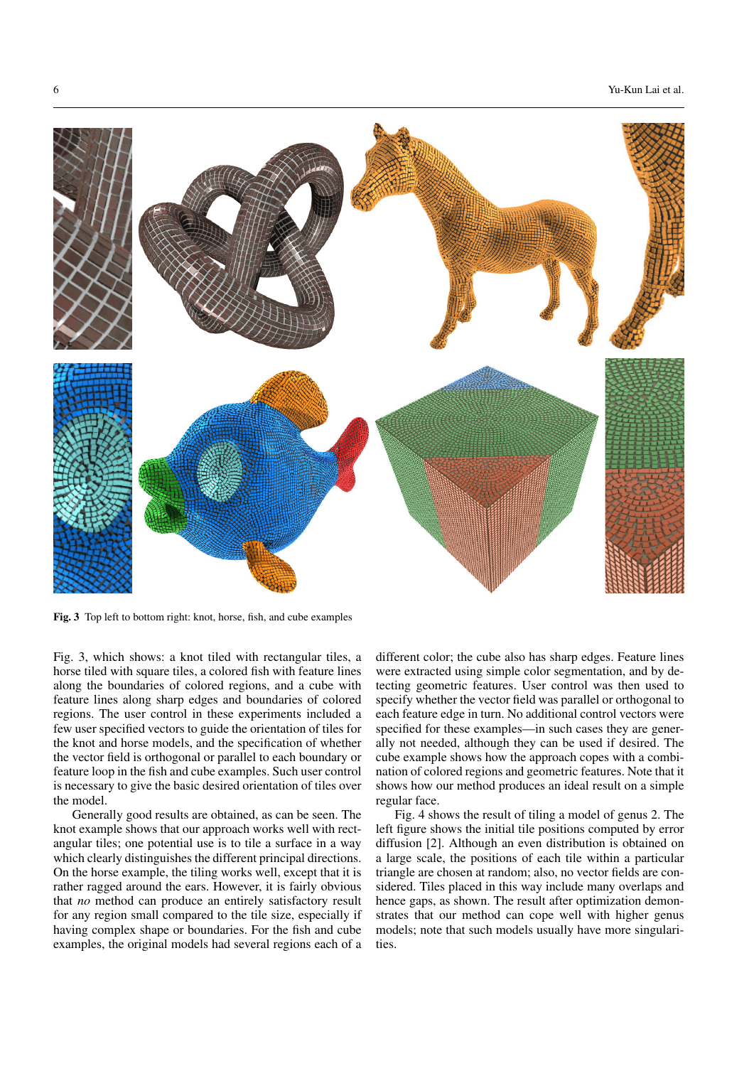**Fig. 3** Top left to bottom right: knot, horse, fish, and cube examples

Fig. 3, which shows: a knot tiled with rectangular tiles, a horse tiled with square tiles, a colored fish with feature lines along the boundaries of colored regions, and a cube with feature lines along sharp edges and boundaries of colored regions. The user control in these experiments included a few user specified vectors to guide the orientation of tiles for the knot and horse models, and the specification of whether the vector field is orthogonal or parallel to each boundary or feature loop in the fish and cube examples. Such user control is necessary to give the basic desired orientation of tiles over the model.

Generally good results are obtained, as can be seen. The knot example shows that our approach works well with rectangular tiles; one potential use is to tile a surface in a way which clearly distinguishes the different principal directions. On the horse example, the tiling works well, except that it is rather ragged around the ears. However, it is fairly obvious that *no* method can produce an entirely satisfactory result for any region small compared to the tile size, especially if having complex shape or boundaries. For the fish and cube examples, the original models had several regions each of a different color; the cube also has sharp edges. Feature lines were extracted using simple color segmentation, and by detecting geometric features. User control was then used to specify whether the vector field was parallel or orthogonal to each feature edge in turn. No additional control vectors were specified for these examples—in such cases they are generally not needed, although they can be used if desired. The cube example shows how the approach copes with a combination of colored regions and geometric features. Note that it shows how our method produces an ideal result on a simple regular face.

Fig. 4 shows the result of tiling a model of genus 2. The left figure shows the initial tile positions computed by error diffusion [2]. Although an even distribution is obtained on a large scale, the positions of each tile within a particular triangle are chosen at random; also, no vector fields are considered. Tiles placed in this way include many overlaps and hence gaps, as shown. The result after optimization demonstrates that our method can cope well with higher genus models; note that such models usually have more singularities.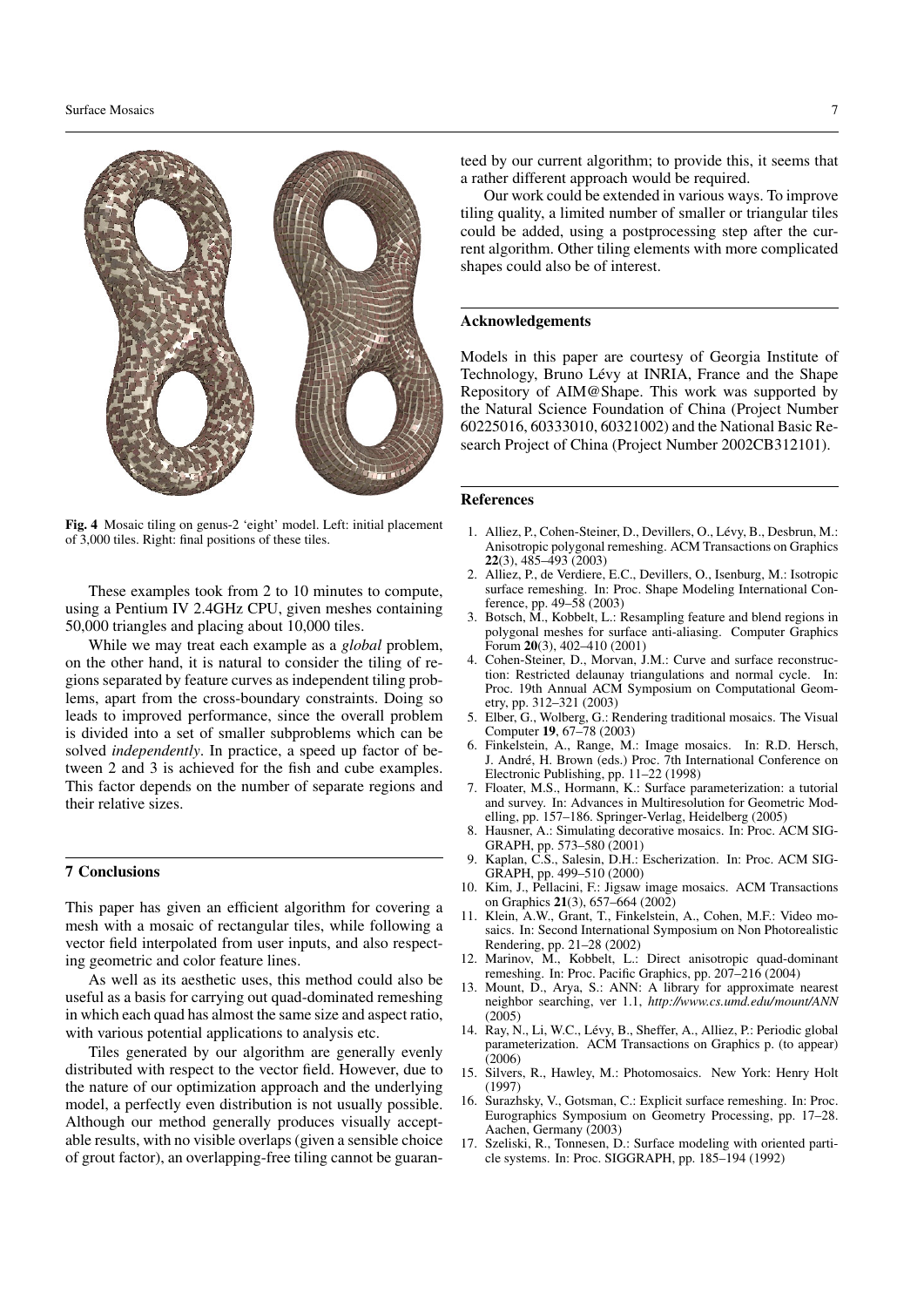Fig. 4 Mosaic tiling on genus-2 'eight' model. Left: initial placement of 3,000 tiles. Right: final positions of these tiles.

These examples took from 2 to 10 minutes to compute, using a Pentium IV 2.4GHz CPU, given meshes containing 50,000 triangles and placing about 10,000 tiles.

While we may treat each example as a *global* problem, on the other hand, it is natural to consider the tiling of regions separated by feature curves as independent tiling problems, apart from the cross-boundary constraints. Doing so leads to improved performance, since the overall problem is divided into a set of smaller subproblems which can be solved *independently*. In practice, a speed up factor of between 2 and 3 is achieved for the fish and cube examples. This factor depends on the number of separate regions and their relative sizes.

## 7 Conclusions

This paper has given an efficient algorithm for covering a mesh with a mosaic of rectangular tiles, while following a vector field interpolated from user inputs, and also respecting geometric and color feature lines.

As well as its aesthetic uses, this method could also be useful as a basis for carrying out quad-dominated remeshing in which each quad has almost the same size and aspect ratio, with various potential applications to analysis etc.

Tiles generated by our algorithm are generally evenly distributed with respect to the vector field. However, due to the nature of our optimization approach and the underlying model, a perfectly even distribution is not usually possible. Although our method generally produces visually acceptable results, with no visible overlaps (given a sensible choice of grout factor), an overlapping-free tiling cannot be guaranteed by our current algorithm; to provide this, it seems that a rather different approach would be required.

Our work could be extended in various ways. To improve tiling quality, a limited number of smaller or triangular tiles could be added, using a postprocessing step after the current algorithm. Other tiling elements with more complicated shapes could also be of interest.

## Acknowledgements

Models in this paper are courtesy of Georgia Institute of Technology, Bruno Lévy at INRIA, France and the Shape Repository of AIM@Shape. This work was supported by the Natural Science Foundation of China (Project Number 60225016, 60333010, 60321002) and the National Basic Research Project of China (Project Number 2002CB312101).

## References

1. Alliez, P., Cohen-Steiner, D., Devillers, O., Lévy, B., Desbrun, M.: Anisotropic polygonal remeshing. ACM Transactions on Graphics **22**(3), 485–493 (2003)
2. Alliez, P., de Verdiere, E.C., Devillers, O., Isenburg, M.: Isotropic surface remeshing. In: Proc. Shape Modeling International Conference, pp. 49–58 (2003)
3. Botsch, M., Kobbelt, L.: Resampling feature and blend regions in polygonal meshes for surface anti-aliasing. Computer Graphics Forum **20**(3), 402–410 (2001)
4. Cohen-Steiner, D., Morvan, J.M.: Curve and surface reconstruction: Restricted delaunay triangulations and normal cycle. In: Proc. 19th Annual ACM Symposium on Computational Geometry, pp. 312–321 (2003)
5. Elber, G., Wolberg, G.: Rendering traditional mosaics. The Visual Computer **19**, 67–78 (2003)
6. Finkelstein, A., Range, M.: Image mosaics. In: R.D. Hersch, J. André, H. Brown (eds.) Proc. 7th International Conference on Electronic Publishing, pp. 11–22 (1998)
7. Floater, M.S., Hormann, K.: Surface parameterization: a tutorial and survey. In: Advances in Multiresolution for Geometric Modelling, pp. 157–186. Springer-Verlag, Heidelberg (2005)
8. Hausner, A.: Simulating decorative mosaics. In: Proc. ACM SIGGRAPH, pp. 573–580 (2001)
9. Kaplan, C.S., Salesin, D.H.: Escherization. In: Proc. ACM SIGGRAPH, pp. 499–510 (2000)
10. Kim, J., Pellacini, F.: Jigsaw image mosaics. ACM Transactions on Graphics **21**(3), 657–664 (2002)
11. Klein, A.W., Grant, T., Finkelstein, A., Cohen, M.F.: Video mosaics. In: Second International Symposium on Non Photorealistic Rendering, pp. 21–28 (2002)
12. Marinov, M., Kobbelt, L.: Direct anisotropic quad-dominant remeshing. In: Proc. Pacific Graphics, pp. 207–216 (2004)
13. Mount, D., Arya, S.: ANN: A library for approximate nearest neighbor searching, ver 1.1, *http://www.cs.umd.edu/mount/ANN* (2005)
14. Ray, N., Li, W.C., Lévy, B., Sheffer, A., Alliez, P.: Periodic global parameterization. ACM Transactions on Graphics p. (to appear) (2006)
15. Silvers, R., Hawley, M.: Photomosaics. New York: Henry Holt (1997)
16. Surazhsky, V., Gotsman, C.: Explicit surface remeshing. In: Proc. Eurographics Symposium on Geometry Processing, pp. 17–28. Aachen, Germany (2003)
17. Szeliski, R., Tonnesen, D.: Surface modeling with oriented particle systems. In: Proc. SIGGRAPH, pp. 185–194 (1992)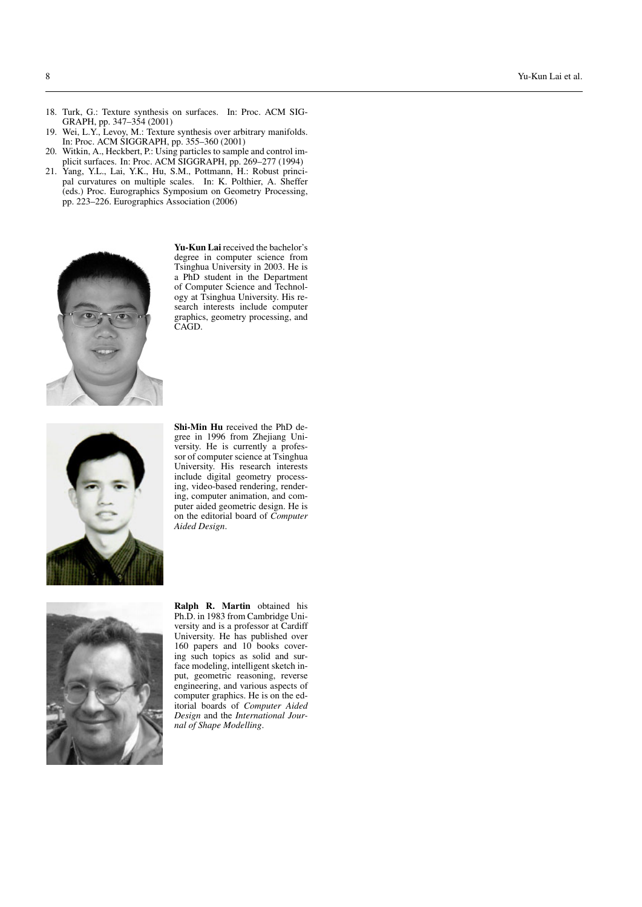18. Turk, G.: Texture synthesis on surfaces. In: Proc. ACM SIGGRAPH, pp. 347–354 (2001)
19. Wei, L.Y., Levoy, M.: Texture synthesis over arbitrary manifolds. In: Proc. ACM SIGGRAPH, pp. 355–360 (2001)
20. Witkin, A., Heckbert, P.: Using particles to sample and control implicit surfaces. In: Proc. ACM SIGGRAPH, pp. 269–277 (1994)
21. Yang, Y.L., Lai, Y.K., Hu, S.M., Pottmann, H.: Robust principal curvatures on multiple scales. In: K. Polthier, A. Sheffer (eds.) Proc. Eurographics Symposium on Geometry Processing, pp. 223–226. Eurographics Association (2006)

**Yu-Kun Lai** received the bachelor's degree in computer science from Tsinghua University in 2003. He is a PhD student in the Department of Computer Science and Technology at Tsinghua University. His research interests include computer graphics, geometry processing, and CAGD.

**Shi-Min Hu** received the PhD degree in 1996 from Zhejiang University. He is currently a professor of computer science at Tsinghua University. His research interests include digital geometry processing, video-based rendering, rendering, computer animation, and computer aided geometric design. He is on the editorial board of *Computer Aided Design*.

**Ralph R. Martin** obtained his Ph.D. in 1983 from Cambridge University and is a professor at Cardiff University. He has published over 160 papers and 10 books covering such topics as solid and surface modeling, intelligent sketch input, geometric reasoning, reverse engineering, and various aspects of computer graphics. He is on the editorial boards of *Computer Aided Design* and the *International Journal of Shape Modelling*.